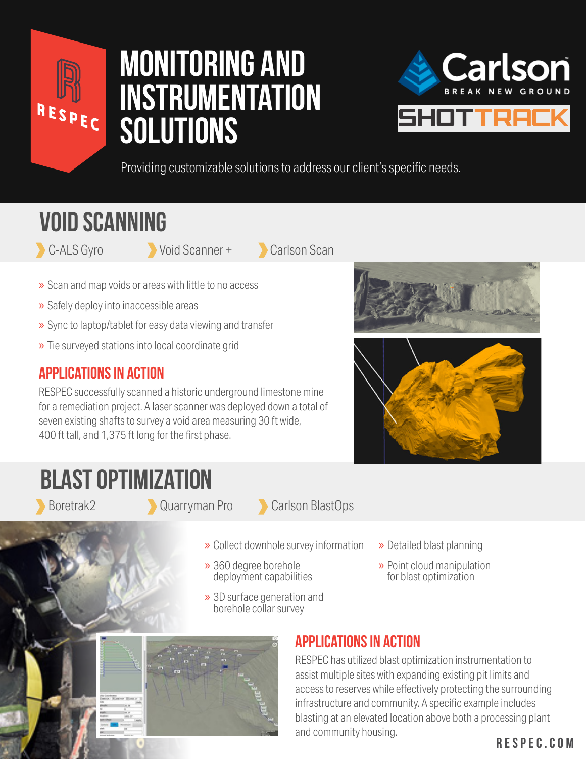# MONITORING AND INSTRUMENTATION SOLUTIONS

RESPEC

Carlson BREAK NEW GROUND

SHOTTRACK

Providing customizable solutions to address our client's specific needs.

## VOID SCANNING

- C-ALS Gyro
- Void Scanner +
- Carlson Scan

» Scan and map voids or areas with little to no access

» Safely deploy into inaccessible areas

» Sync to laptop/tablet for easy data viewing and transfer

» Tie surveyed stations into local coordinate grid

### APPLICATIONS IN ACTION

RESPEC successfully scanned a historic underground limestone mine for a remediation project. A laser scanner was deployed down a total of seven existing shafts to survey a void area measuring 30 ft wide, 400 ft tall, and 1,375 ft long for the first phase.

## BLAST OPTIMIZATION

- Boretrak2
- Quarryman Pro
- Carlson BlastOps

» Collect downhole survey information

» 360 degree borehole deployment capabilities

» 3D surface generation and borehole collar survey

» Detailed blast planning

» Point cloud manipulation for blast optimization

### APPLICATIONS IN ACTION

RESPEC has utilized blast optimization instrumentation to assist multiple sites with expanding existing pit limits and access to reserves while effectively protecting the surrounding infrastructure and community. A specific example includes blasting at an elevated location above both a processing plant and community housing.

RESPEC.COM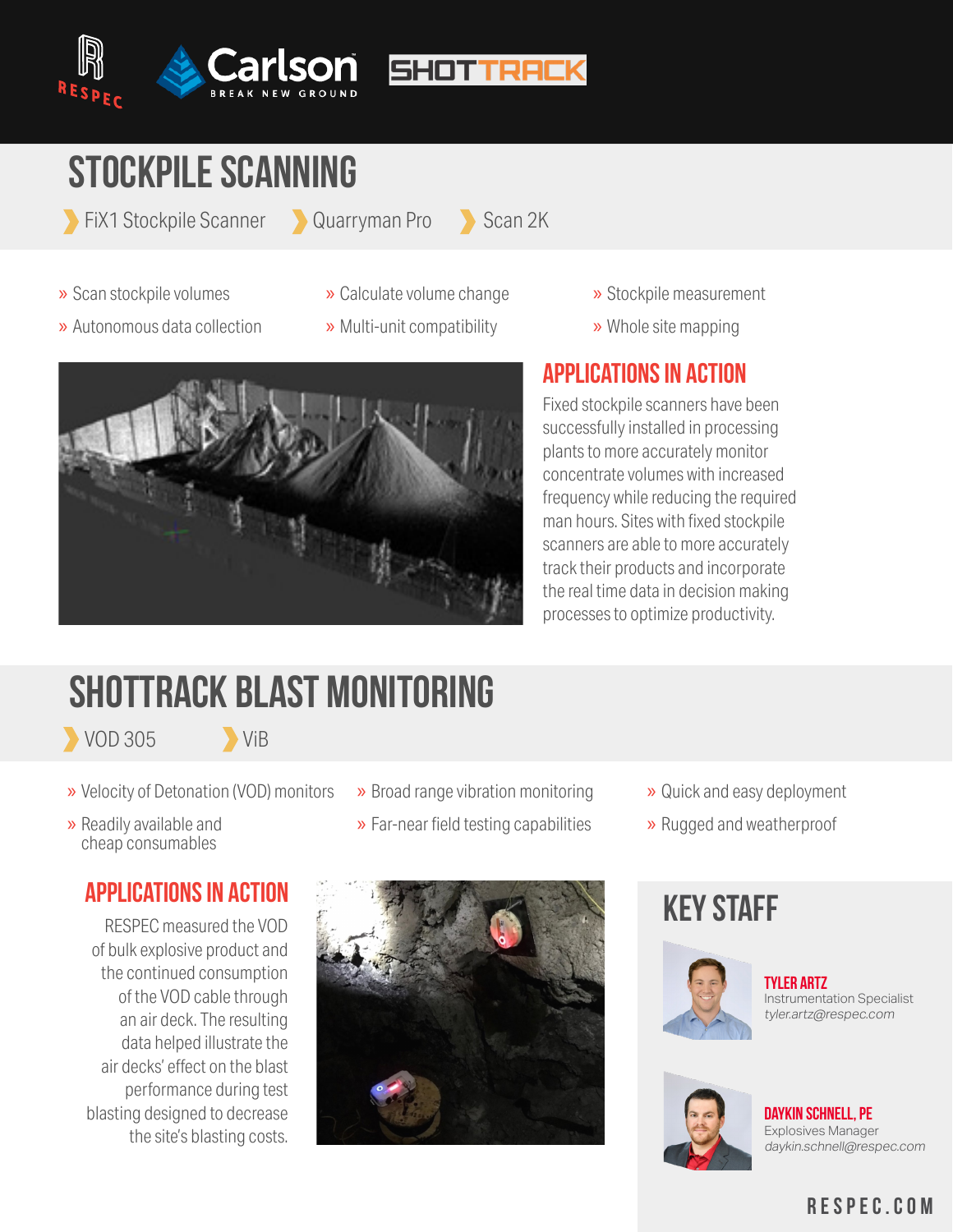RESPEC Carlson BREAK NEW GROUND SHOTTRACK

# STOCKPILE SCANNING

- FiX1 Stockpile Scanner
- Quarryman Pro
- Scan 2K

» Scan stockpile volumes
» Autonomous data collection
» Calculate volume change
» Multi-unit compatibility
» Stockpile measurement
» Whole site mapping

## APPLICATIONS IN ACTION

Fixed stockpile scanners have been successfully installed in processing plants to more accurately monitor concentrate volumes with increased frequency while reducing the required man hours. Sites with fixed stockpile scanners are able to more accurately track their products and incorporate the real time data in decision making processes to optimize productivity.

# SHOTTRACK BLAST MONITORING

- VOD 305
- ViB

» Velocity of Detonation (VOD) monitors
» Readily available and cheap consumables
» Broad range vibration monitoring
» Far-near field testing capabilities
» Quick and easy deployment
» Rugged and weatherproof

## APPLICATIONS IN ACTION

RESPEC measured the VOD of bulk explosive product and the continued consumption of the VOD cable through an air deck. The resulting data helped illustrate the air decks' effect on the blast performance during test blasting designed to decrease the site's blasting costs.

## KEY STAFF

**TYLER ARTZ**
Instrumentation Specialist
*tyler.artz@respec.com*

**DAYKIN SCHNELL, PE**
Explosives Manager
*daykin.schnell@respec.com*

RESPEC.COM